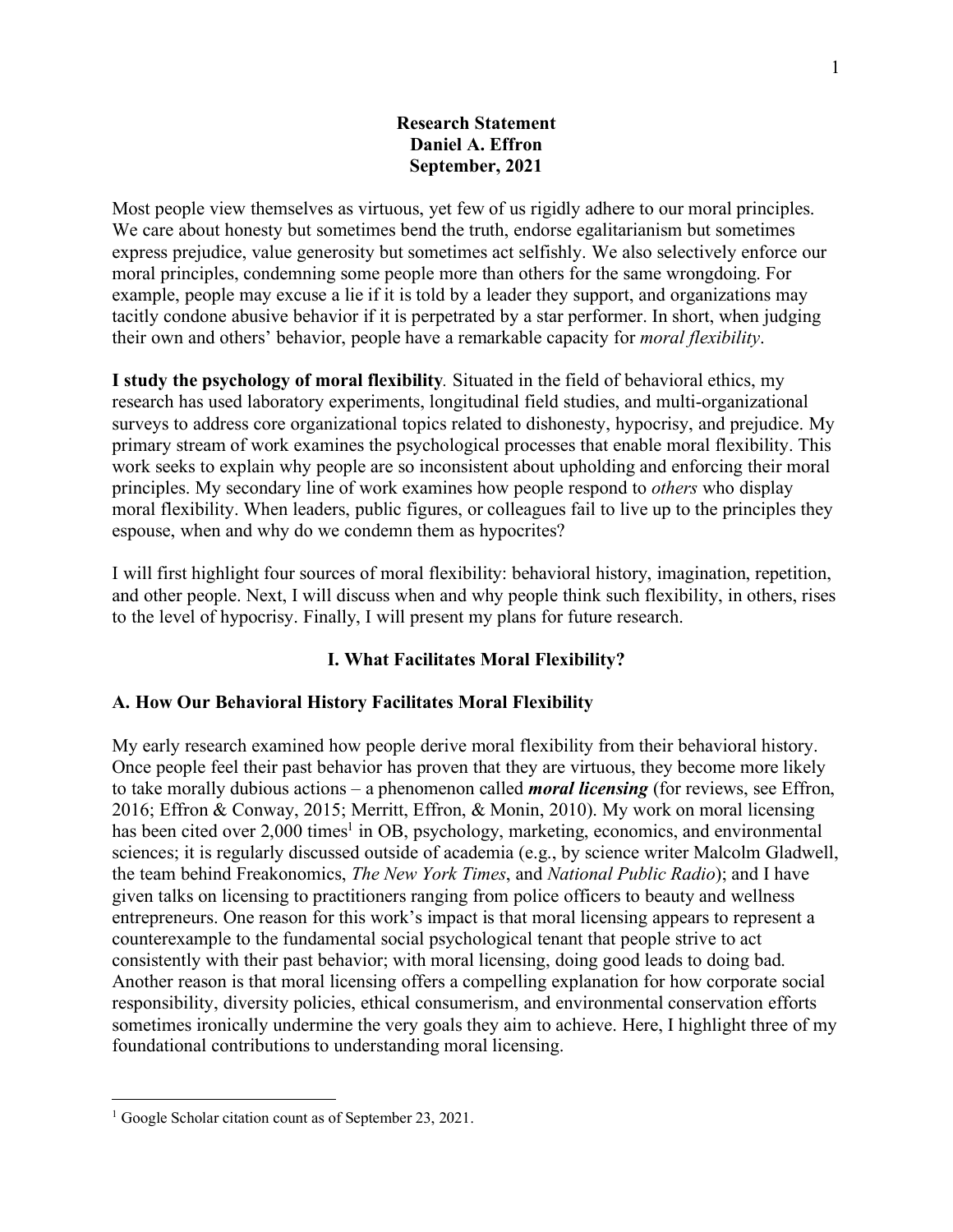**Research Statement**
**Daniel A. Effron**
**September, 2021**

Most people view themselves as virtuous, yet few of us rigidly adhere to our moral principles. We care about honesty but sometimes bend the truth, endorse egalitarianism but sometimes express prejudice, value generosity but sometimes act selfishly. We also selectively enforce our moral principles, condemning some people more than others for the same wrongdoing. For example, people may excuse a lie if it is told by a leader they support, and organizations may tacitly condone abusive behavior if it is perpetrated by a star performer. In short, when judging their own and others' behavior, people have a remarkable capacity for *moral flexibility*.

**I study the psychology of moral flexibility**. Situated in the field of behavioral ethics, my research has used laboratory experiments, longitudinal field studies, and multi-organizational surveys to address core organizational topics related to dishonesty, hypocrisy, and prejudice. My primary stream of work examines the psychological processes that enable moral flexibility. This work seeks to explain why people are so inconsistent about upholding and enforcing their moral principles. My secondary line of work examines how people respond to *others* who display moral flexibility. When leaders, public figures, or colleagues fail to live up to the principles they espouse, when and why do we condemn them as hypocrites?

I will first highlight four sources of moral flexibility: behavioral history, imagination, repetition, and other people. Next, I will discuss when and why people think such flexibility, in others, rises to the level of hypocrisy. Finally, I will present my plans for future research.

## I. What Facilitates Moral Flexibility?

### A. How Our Behavioral History Facilitates Moral Flexibility

My early research examined how people derive moral flexibility from their behavioral history. Once people feel their past behavior has proven that they are virtuous, they become more likely to take morally dubious actions – a phenomenon called ***moral licensing*** (for reviews, see Effron, 2016; Effron & Conway, 2015; Merritt, Effron, & Monin, 2010). My work on moral licensing has been cited over 2,000 times[1] in OB, psychology, marketing, economics, and environmental sciences; it is regularly discussed outside of academia (e.g., by science writer Malcolm Gladwell, the team behind Freakonomics, *The New York Times*, and *National Public Radio*); and I have given talks on licensing to practitioners ranging from police officers to beauty and wellness entrepreneurs. One reason for this work's impact is that moral licensing appears to represent a counterexample to the fundamental social psychological tenant that people strive to act consistently with their past behavior; with moral licensing, doing good leads to doing bad. Another reason is that moral licensing offers a compelling explanation for how corporate social responsibility, diversity policies, ethical consumerism, and environmental conservation efforts sometimes ironically undermine the very goals they aim to achieve. Here, I highlight three of my foundational contributions to understanding moral licensing.

---

[1] Google Scholar citation count as of September 23, 2021.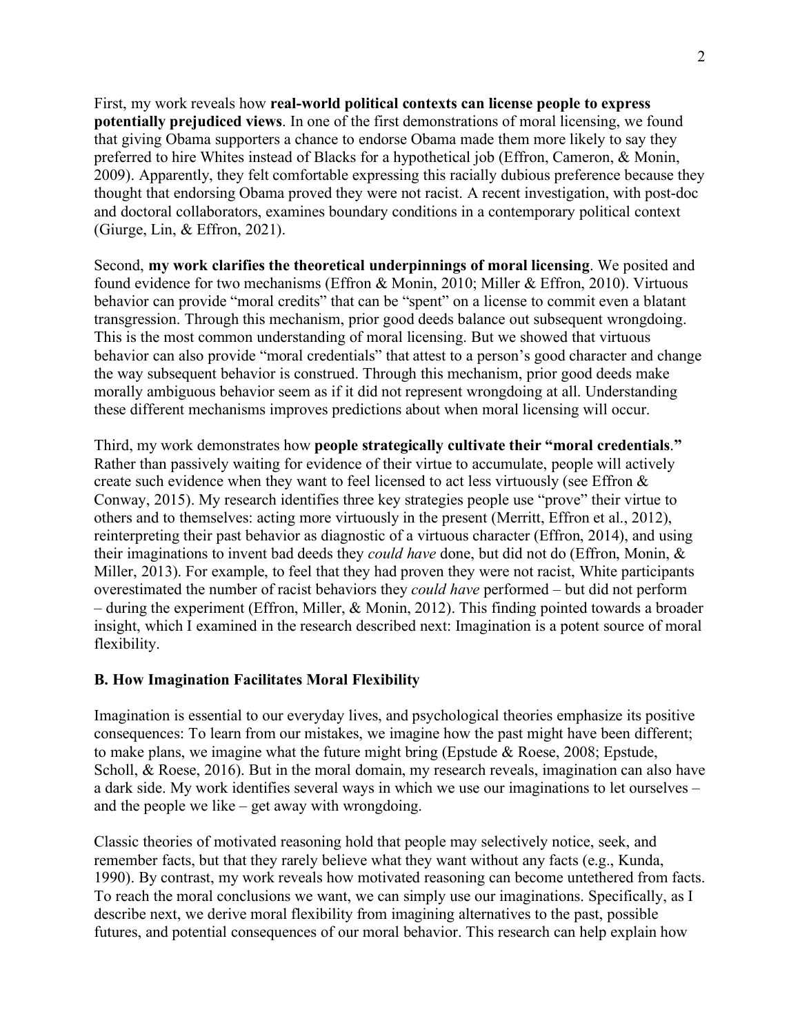First, my work reveals how **real-world political contexts can license people to express potentially prejudiced views**. In one of the first demonstrations of moral licensing, we found that giving Obama supporters a chance to endorse Obama made them more likely to say they preferred to hire Whites instead of Blacks for a hypothetical job (Effron, Cameron, & Monin, 2009). Apparently, they felt comfortable expressing this racially dubious preference because they thought that endorsing Obama proved they were not racist. A recent investigation, with post-doc and doctoral collaborators, examines boundary conditions in a contemporary political context (Giurge, Lin, & Effron, 2021).

Second, **my work clarifies the theoretical underpinnings of moral licensing**. We posited and found evidence for two mechanisms (Effron & Monin, 2010; Miller & Effron, 2010). Virtuous behavior can provide "moral credits" that can be "spent" on a license to commit even a blatant transgression. Through this mechanism, prior good deeds balance out subsequent wrongdoing. This is the most common understanding of moral licensing. But we showed that virtuous behavior can also provide "moral credentials" that attest to a person's good character and change the way subsequent behavior is construed. Through this mechanism, prior good deeds make morally ambiguous behavior seem as if it did not represent wrongdoing at all. Understanding these different mechanisms improves predictions about when moral licensing will occur.

Third, my work demonstrates how **people strategically cultivate their "moral credentials**.**"** Rather than passively waiting for evidence of their virtue to accumulate, people will actively create such evidence when they want to feel licensed to act less virtuously (see Effron & Conway, 2015). My research identifies three key strategies people use "prove" their virtue to others and to themselves: acting more virtuously in the present (Merritt, Effron et al., 2012), reinterpreting their past behavior as diagnostic of a virtuous character (Effron, 2014), and using their imaginations to invent bad deeds they *could have* done, but did not do (Effron, Monin, & Miller, 2013). For example, to feel that they had proven they were not racist, White participants overestimated the number of racist behaviors they *could have* performed – but did not perform – during the experiment (Effron, Miller, & Monin, 2012). This finding pointed towards a broader insight, which I examined in the research described next: Imagination is a potent source of moral flexibility.

### B. How Imagination Facilitates Moral Flexibility

Imagination is essential to our everyday lives, and psychological theories emphasize its positive consequences: To learn from our mistakes, we imagine how the past might have been different; to make plans, we imagine what the future might bring (Epstude & Roese, 2008; Epstude, Scholl, & Roese, 2016). But in the moral domain, my research reveals, imagination can also have a dark side. My work identifies several ways in which we use our imaginations to let ourselves – and the people we like – get away with wrongdoing.

Classic theories of motivated reasoning hold that people may selectively notice, seek, and remember facts, but that they rarely believe what they want without any facts (e.g., Kunda, 1990). By contrast, my work reveals how motivated reasoning can become untethered from facts. To reach the moral conclusions we want, we can simply use our imaginations. Specifically, as I describe next, we derive moral flexibility from imagining alternatives to the past, possible futures, and potential consequences of our moral behavior. This research can help explain how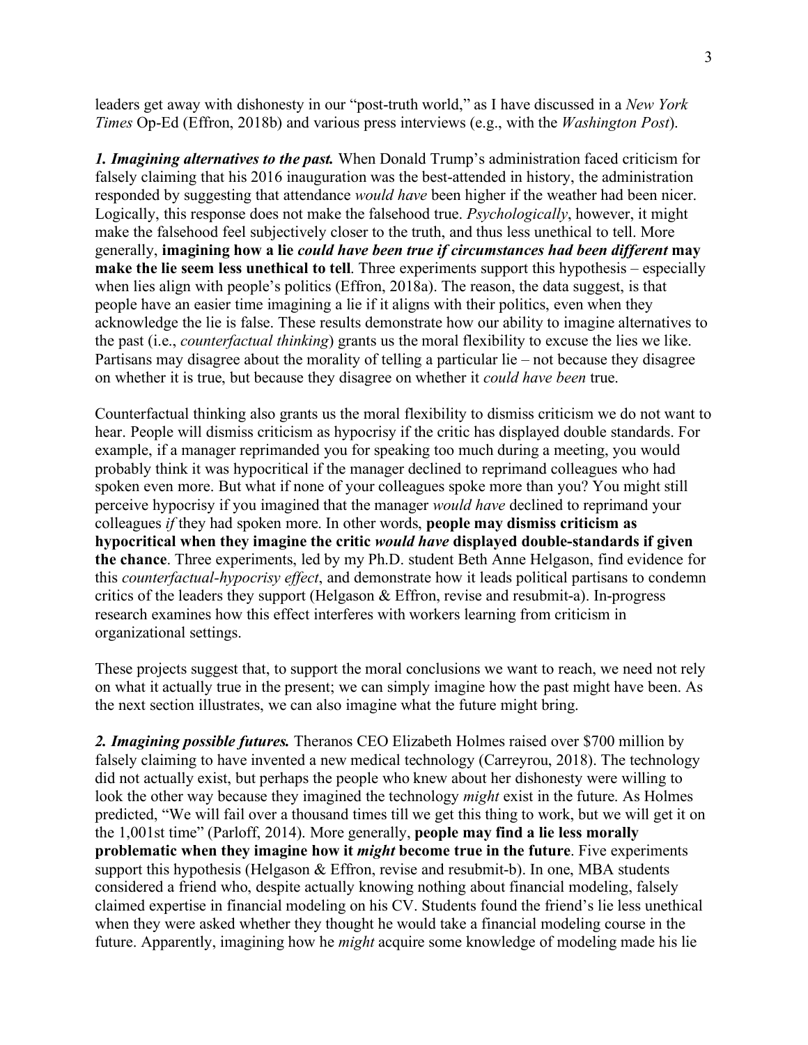leaders get away with dishonesty in our "post-truth world," as I have discussed in a *New York Times* Op-Ed (Effron, 2018b) and various press interviews (e.g., with the *Washington Post*).

***1. Imagining alternatives to the past.*** When Donald Trump's administration faced criticism for falsely claiming that his 2016 inauguration was the best-attended in history, the administration responded by suggesting that attendance *would have* been higher if the weather had been nicer. Logically, this response does not make the falsehood true. *Psychologically*, however, it might make the falsehood feel subjectively closer to the truth, and thus less unethical to tell. More generally, **imagining how a lie *could have been true if circumstances had been different* may make the lie seem less unethical to tell**. Three experiments support this hypothesis – especially when lies align with people's politics (Effron, 2018a). The reason, the data suggest, is that people have an easier time imagining a lie if it aligns with their politics, even when they acknowledge the lie is false. These results demonstrate how our ability to imagine alternatives to the past (i.e., *counterfactual thinking*) grants us the moral flexibility to excuse the lies we like. Partisans may disagree about the morality of telling a particular lie – not because they disagree on whether it is true, but because they disagree on whether it *could have been* true.

Counterfactual thinking also grants us the moral flexibility to dismiss criticism we do not want to hear. People will dismiss criticism as hypocrisy if the critic has displayed double standards. For example, if a manager reprimanded you for speaking too much during a meeting, you would probably think it was hypocritical if the manager declined to reprimand colleagues who had spoken even more. But what if none of your colleagues spoke more than you? You might still perceive hypocrisy if you imagined that the manager *would have* declined to reprimand your colleagues *if* they had spoken more. In other words, **people may dismiss criticism as hypocritical when they imagine the critic *would have* displayed double-standards if given the chance**. Three experiments, led by my Ph.D. student Beth Anne Helgason, find evidence for this *counterfactual-hypocrisy effect*, and demonstrate how it leads political partisans to condemn critics of the leaders they support (Helgason & Effron, revise and resubmit-a). In-progress research examines how this effect interferes with workers learning from criticism in organizational settings.

These projects suggest that, to support the moral conclusions we want to reach, we need not rely on what it actually true in the present; we can simply imagine how the past might have been. As the next section illustrates, we can also imagine what the future might bring.

***2. Imagining possible futures.*** Theranos CEO Elizabeth Holmes raised over $700 million by falsely claiming to have invented a new medical technology (Carreyrou, 2018). The technology did not actually exist, but perhaps the people who knew about her dishonesty were willing to look the other way because they imagined the technology *might* exist in the future. As Holmes predicted, "We will fail over a thousand times till we get this thing to work, but we will get it on the 1,001st time" (Parloff, 2014). More generally, **people may find a lie less morally problematic when they imagine how it *might* become true in the future**. Five experiments support this hypothesis (Helgason & Effron, revise and resubmit-b). In one, MBA students considered a friend who, despite actually knowing nothing about financial modeling, falsely claimed expertise in financial modeling on his CV. Students found the friend's lie less unethical when they were asked whether they thought he would take a financial modeling course in the future. Apparently, imagining how he *might* acquire some knowledge of modeling made his lie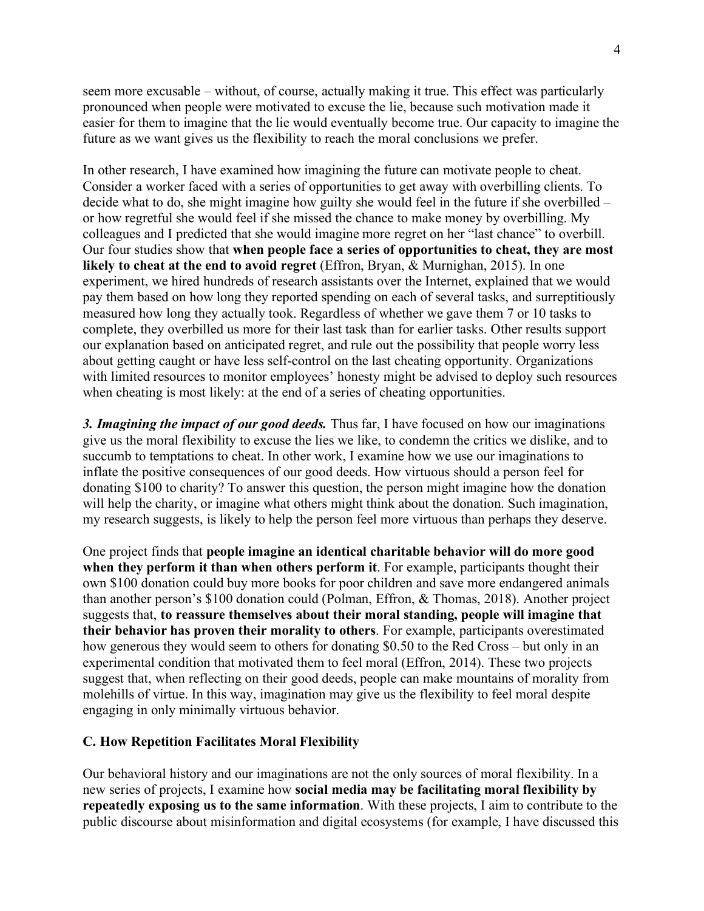seem more excusable – without, of course, actually making it true. This effect was particularly pronounced when people were motivated to excuse the lie, because such motivation made it easier for them to imagine that the lie would eventually become true. Our capacity to imagine the future as we want gives us the flexibility to reach the moral conclusions we prefer.

In other research, I have examined how imagining the future can motivate people to cheat. Consider a worker faced with a series of opportunities to get away with overbilling clients. To decide what to do, she might imagine how guilty she would feel in the future if she overbilled – or how regretful she would feel if she missed the chance to make money by overbilling. My colleagues and I predicted that she would imagine more regret on her "last chance" to overbill. Our four studies show that **when people face a series of opportunities to cheat, they are most likely to cheat at the end to avoid regret** (Effron, Bryan, & Murnighan, 2015). In one experiment, we hired hundreds of research assistants over the Internet, explained that we would pay them based on how long they reported spending on each of several tasks, and surreptitiously measured how long they actually took. Regardless of whether we gave them 7 or 10 tasks to complete, they overbilled us more for their last task than for earlier tasks. Other results support our explanation based on anticipated regret, and rule out the possibility that people worry less about getting caught or have less self-control on the last cheating opportunity. Organizations with limited resources to monitor employees' honesty might be advised to deploy such resources when cheating is most likely: at the end of a series of cheating opportunities.

***3. Imagining the impact of our good deeds.*** Thus far, I have focused on how our imaginations give us the moral flexibility to excuse the lies we like, to condemn the critics we dislike, and to succumb to temptations to cheat. In other work, I examine how we use our imaginations to inflate the positive consequences of our good deeds. How virtuous should a person feel for donating $100 to charity? To answer this question, the person might imagine how the donation will help the charity, or imagine what others might think about the donation. Such imagination, my research suggests, is likely to help the person feel more virtuous than perhaps they deserve.

One project finds that **people imagine an identical charitable behavior will do more good when they perform it than when others perform it**. For example, participants thought their own $100 donation could buy more books for poor children and save more endangered animals than another person's $100 donation could (Polman, Effron, & Thomas, 2018). Another project suggests that, **to reassure themselves about their moral standing, people will imagine that their behavior has proven their morality to others**. For example, participants overestimated how generous they would seem to others for donating $0.50 to the Red Cross – but only in an experimental condition that motivated them to feel moral (Effron, 2014). These two projects suggest that, when reflecting on their good deeds, people can make mountains of morality from molehills of virtue. In this way, imagination may give us the flexibility to feel moral despite engaging in only minimally virtuous behavior.

### C. How Repetition Facilitates Moral Flexibility

Our behavioral history and our imaginations are not the only sources of moral flexibility. In a new series of projects, I examine how **social media may be facilitating moral flexibility by repeatedly exposing us to the same information**. With these projects, I aim to contribute to the public discourse about misinformation and digital ecosystems (for example, I have discussed this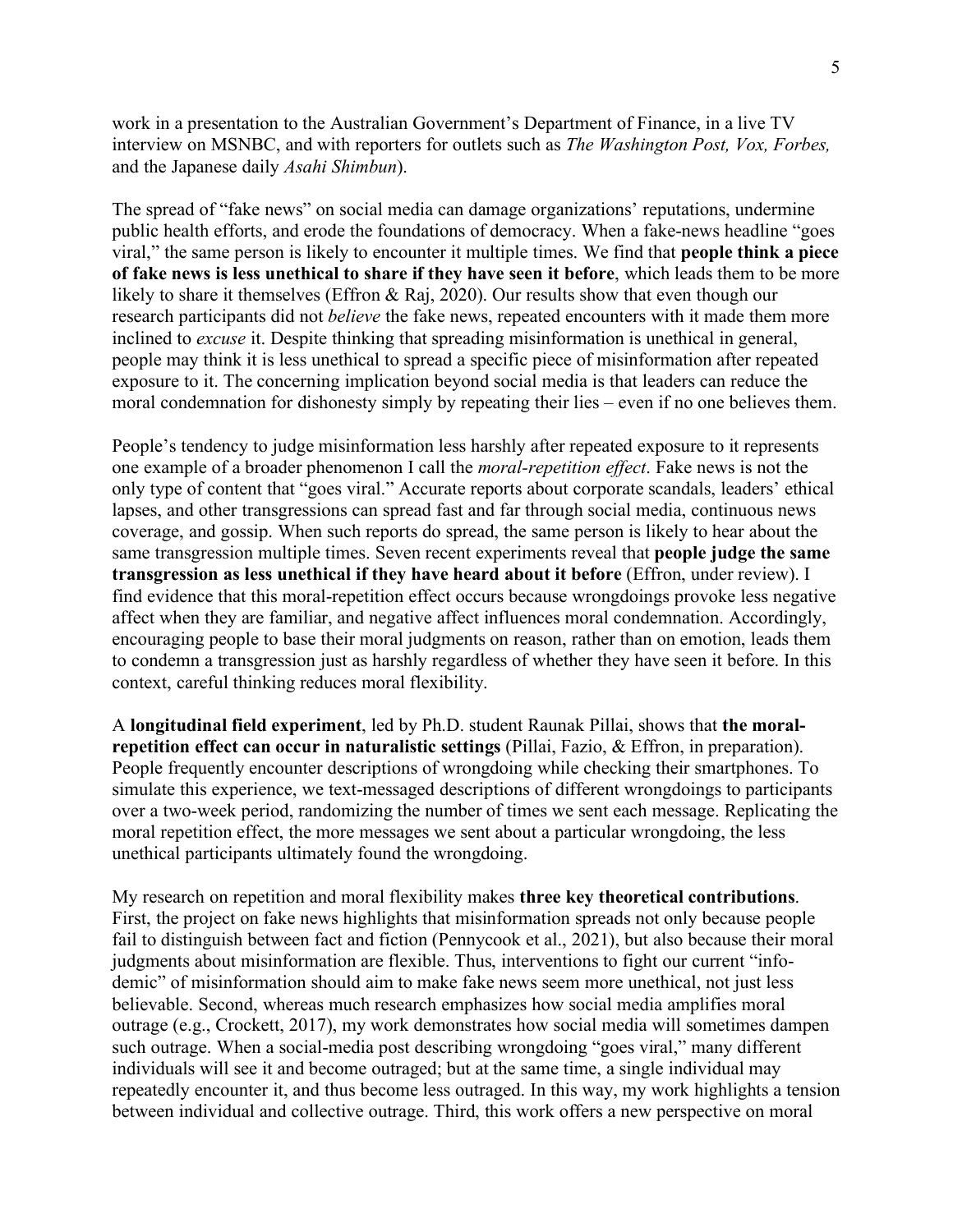work in a presentation to the Australian Government's Department of Finance, in a live TV interview on MSNBC, and with reporters for outlets such as *The Washington Post, Vox, Forbes,* and the Japanese daily *Asahi Shimbun*).

The spread of "fake news" on social media can damage organizations' reputations, undermine public health efforts, and erode the foundations of democracy. When a fake-news headline "goes viral," the same person is likely to encounter it multiple times. We find that **people think a piece of fake news is less unethical to share if they have seen it before**, which leads them to be more likely to share it themselves (Effron & Raj, 2020). Our results show that even though our research participants did not *believe* the fake news, repeated encounters with it made them more inclined to *excuse* it. Despite thinking that spreading misinformation is unethical in general, people may think it is less unethical to spread a specific piece of misinformation after repeated exposure to it. The concerning implication beyond social media is that leaders can reduce the moral condemnation for dishonesty simply by repeating their lies – even if no one believes them.

People's tendency to judge misinformation less harshly after repeated exposure to it represents one example of a broader phenomenon I call the *moral-repetition effect*. Fake news is not the only type of content that "goes viral." Accurate reports about corporate scandals, leaders' ethical lapses, and other transgressions can spread fast and far through social media, continuous news coverage, and gossip. When such reports do spread, the same person is likely to hear about the same transgression multiple times. Seven recent experiments reveal that **people judge the same transgression as less unethical if they have heard about it before** (Effron, under review). I find evidence that this moral-repetition effect occurs because wrongdoings provoke less negative affect when they are familiar, and negative affect influences moral condemnation. Accordingly, encouraging people to base their moral judgments on reason, rather than on emotion, leads them to condemn a transgression just as harshly regardless of whether they have seen it before. In this context, careful thinking reduces moral flexibility.

A **longitudinal field experiment**, led by Ph.D. student Raunak Pillai, shows that **the moral-repetition effect can occur in naturalistic settings** (Pillai, Fazio, & Effron, in preparation). People frequently encounter descriptions of wrongdoing while checking their smartphones. To simulate this experience, we text-messaged descriptions of different wrongdoings to participants over a two-week period, randomizing the number of times we sent each message. Replicating the moral repetition effect, the more messages we sent about a particular wrongdoing, the less unethical participants ultimately found the wrongdoing.

My research on repetition and moral flexibility makes **three key theoretical contributions**. First, the project on fake news highlights that misinformation spreads not only because people fail to distinguish between fact and fiction (Pennycook et al., 2021), but also because their moral judgments about misinformation are flexible. Thus, interventions to fight our current "info-demic" of misinformation should aim to make fake news seem more unethical, not just less believable. Second, whereas much research emphasizes how social media amplifies moral outrage (e.g., Crockett, 2017), my work demonstrates how social media will sometimes dampen such outrage. When a social-media post describing wrongdoing "goes viral," many different individuals will see it and become outraged; but at the same time, a single individual may repeatedly encounter it, and thus become less outraged. In this way, my work highlights a tension between individual and collective outrage. Third, this work offers a new perspective on moral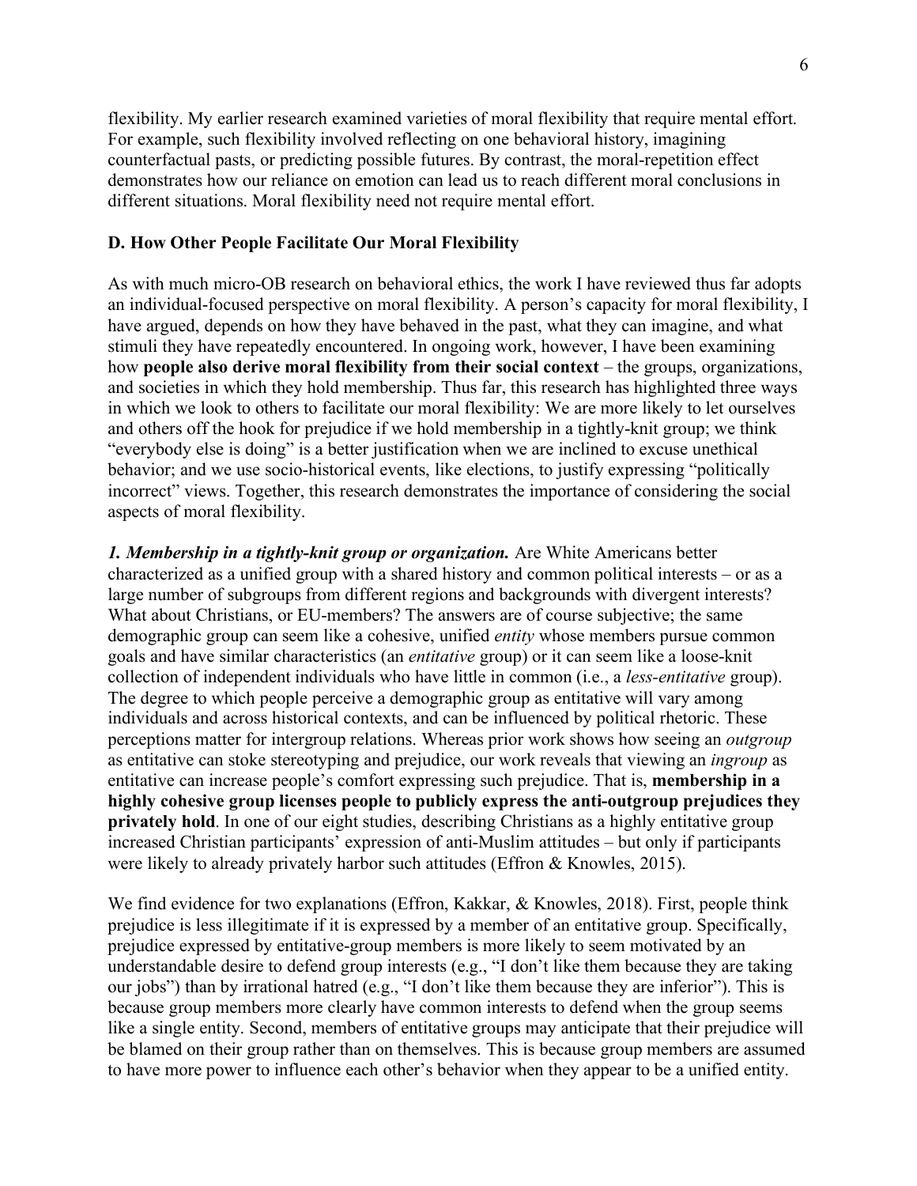flexibility. My earlier research examined varieties of moral flexibility that require mental effort. For example, such flexibility involved reflecting on one behavioral history, imagining counterfactual pasts, or predicting possible futures. By contrast, the moral-repetition effect demonstrates how our reliance on emotion can lead us to reach different moral conclusions in different situations. Moral flexibility need not require mental effort.

### D. How Other People Facilitate Our Moral Flexibility

As with much micro-OB research on behavioral ethics, the work I have reviewed thus far adopts an individual-focused perspective on moral flexibility. A person's capacity for moral flexibility, I have argued, depends on how they have behaved in the past, what they can imagine, and what stimuli they have repeatedly encountered. In ongoing work, however, I have been examining how **people also derive moral flexibility from their social context** – the groups, organizations, and societies in which they hold membership. Thus far, this research has highlighted three ways in which we look to others to facilitate our moral flexibility: We are more likely to let ourselves and others off the hook for prejudice if we hold membership in a tightly-knit group; we think "everybody else is doing" is a better justification when we are inclined to excuse unethical behavior; and we use socio-historical events, like elections, to justify expressing "politically incorrect" views. Together, this research demonstrates the importance of considering the social aspects of moral flexibility.

***1. Membership in a tightly-knit group or organization.*** Are White Americans better characterized as a unified group with a shared history and common political interests – or as a large number of subgroups from different regions and backgrounds with divergent interests? What about Christians, or EU-members? The answers are of course subjective; the same demographic group can seem like a cohesive, unified *entity* whose members pursue common goals and have similar characteristics (an *entitative* group) or it can seem like a loose-knit collection of independent individuals who have little in common (i.e., a *less-entitative* group). The degree to which people perceive a demographic group as entitative will vary among individuals and across historical contexts, and can be influenced by political rhetoric. These perceptions matter for intergroup relations. Whereas prior work shows how seeing an *outgroup* as entitative can stoke stereotyping and prejudice, our work reveals that viewing an *ingroup* as entitative can increase people's comfort expressing such prejudice. That is, **membership in a highly cohesive group licenses people to publicly express the anti-outgroup prejudices they privately hold**. In one of our eight studies, describing Christians as a highly entitative group increased Christian participants' expression of anti-Muslim attitudes – but only if participants were likely to already privately harbor such attitudes (Effron & Knowles, 2015).

We find evidence for two explanations (Effron, Kakkar, & Knowles, 2018). First, people think prejudice is less illegitimate if it is expressed by a member of an entitative group. Specifically, prejudice expressed by entitative-group members is more likely to seem motivated by an understandable desire to defend group interests (e.g., "I don't like them because they are taking our jobs") than by irrational hatred (e.g., "I don't like them because they are inferior"). This is because group members more clearly have common interests to defend when the group seems like a single entity. Second, members of entitative groups may anticipate that their prejudice will be blamed on their group rather than on themselves. This is because group members are assumed to have more power to influence each other's behavior when they appear to be a unified entity.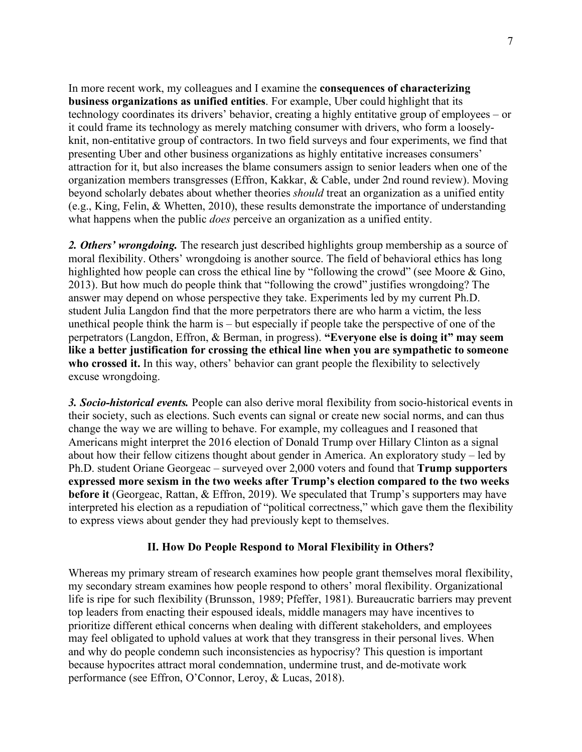In more recent work, my colleagues and I examine the **consequences of characterizing business organizations as unified entities**. For example, Uber could highlight that its technology coordinates its drivers' behavior, creating a highly entitative group of employees – or it could frame its technology as merely matching consumer with drivers, who form a loosely-knit, non-entitative group of contractors. In two field surveys and four experiments, we find that presenting Uber and other business organizations as highly entitative increases consumers' attraction for it, but also increases the blame consumers assign to senior leaders when one of the organization members transgresses (Effron, Kakkar, & Cable, under 2nd round review). Moving beyond scholarly debates about whether theories *should* treat an organization as a unified entity (e.g., King, Felin, & Whetten, 2010), these results demonstrate the importance of understanding what happens when the public *does* perceive an organization as a unified entity.

***2. Others' wrongdoing.*** The research just described highlights group membership as a source of moral flexibility. Others' wrongdoing is another source. The field of behavioral ethics has long highlighted how people can cross the ethical line by "following the crowd" (see Moore & Gino, 2013). But how much do people think that "following the crowd" justifies wrongdoing? The answer may depend on whose perspective they take. Experiments led by my current Ph.D. student Julia Langdon find that the more perpetrators there are who harm a victim, the less unethical people think the harm is – but especially if people take the perspective of one of the perpetrators (Langdon, Effron, & Berman, in progress). **"Everyone else is doing it" may seem like a better justification for crossing the ethical line when you are sympathetic to someone who crossed it.** In this way, others' behavior can grant people the flexibility to selectively excuse wrongdoing.

***3. Socio-historical events.*** People can also derive moral flexibility from socio-historical events in their society, such as elections. Such events can signal or create new social norms, and can thus change the way we are willing to behave. For example, my colleagues and I reasoned that Americans might interpret the 2016 election of Donald Trump over Hillary Clinton as a signal about how their fellow citizens thought about gender in America. An exploratory study – led by Ph.D. student Oriane Georgeac – surveyed over 2,000 voters and found that **Trump supporters expressed more sexism in the two weeks after Trump's election compared to the two weeks before it** (Georgeac, Rattan, & Effron, 2019). We speculated that Trump's supporters may have interpreted his election as a repudiation of "political correctness," which gave them the flexibility to express views about gender they had previously kept to themselves.

## II. How Do People Respond to Moral Flexibility in Others?

Whereas my primary stream of research examines how people grant themselves moral flexibility, my secondary stream examines how people respond to others' moral flexibility. Organizational life is ripe for such flexibility (Brunsson, 1989; Pfeffer, 1981). Bureaucratic barriers may prevent top leaders from enacting their espoused ideals, middle managers may have incentives to prioritize different ethical concerns when dealing with different stakeholders, and employees may feel obligated to uphold values at work that they transgress in their personal lives. When and why do people condemn such inconsistencies as hypocrisy? This question is important because hypocrites attract moral condemnation, undermine trust, and de-motivate work performance (see Effron, O'Connor, Leroy, & Lucas, 2018).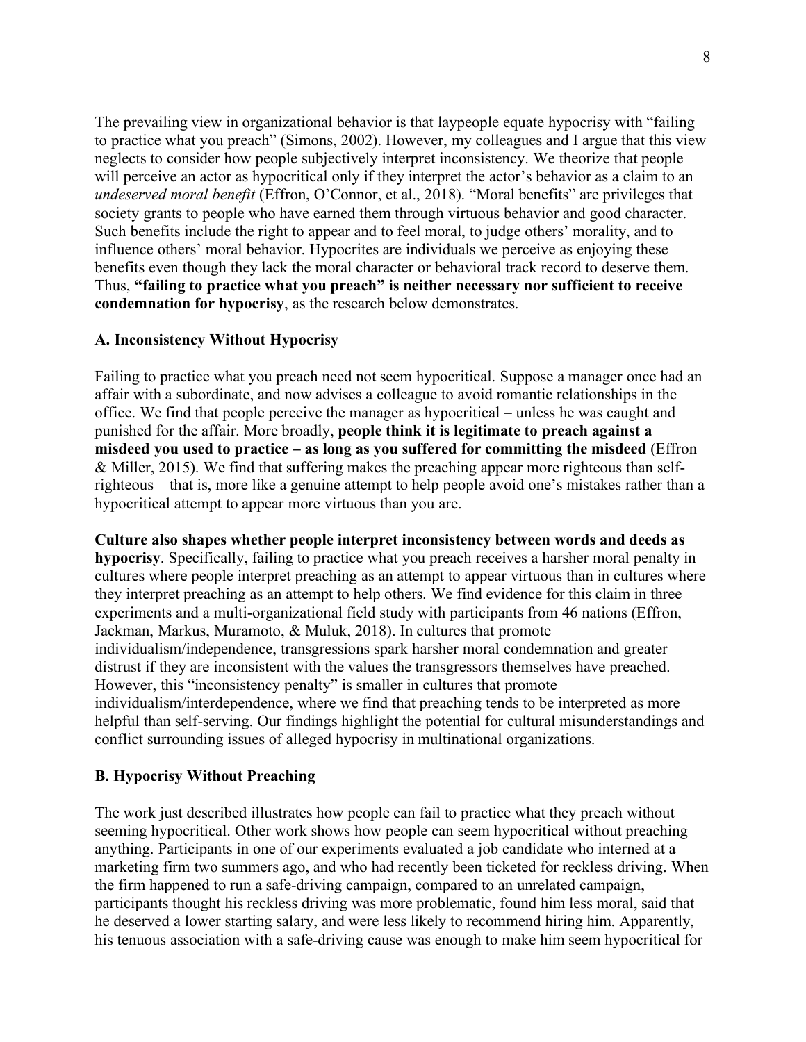The prevailing view in organizational behavior is that laypeople equate hypocrisy with "failing to practice what you preach" (Simons, 2002). However, my colleagues and I argue that this view neglects to consider how people subjectively interpret inconsistency. We theorize that people will perceive an actor as hypocritical only if they interpret the actor's behavior as a claim to an *undeserved moral benefit* (Effron, O'Connor, et al., 2018). "Moral benefits" are privileges that society grants to people who have earned them through virtuous behavior and good character. Such benefits include the right to appear and to feel moral, to judge others' morality, and to influence others' moral behavior. Hypocrites are individuals we perceive as enjoying these benefits even though they lack the moral character or behavioral track record to deserve them. Thus, **"failing to practice what you preach" is neither necessary nor sufficient to receive condemnation for hypocrisy**, as the research below demonstrates.

**A. Inconsistency Without Hypocrisy**

Failing to practice what you preach need not seem hypocritical. Suppose a manager once had an affair with a subordinate, and now advises a colleague to avoid romantic relationships in the office. We find that people perceive the manager as hypocritical – unless he was caught and punished for the affair. More broadly, **people think it is legitimate to preach against a misdeed you used to practice – as long as you suffered for committing the misdeed** (Effron & Miller, 2015). We find that suffering makes the preaching appear more righteous than self-righteous – that is, more like a genuine attempt to help people avoid one's mistakes rather than a hypocritical attempt to appear more virtuous than you are.

**Culture also shapes whether people interpret inconsistency between words and deeds as hypocrisy**. Specifically, failing to practice what you preach receives a harsher moral penalty in cultures where people interpret preaching as an attempt to appear virtuous than in cultures where they interpret preaching as an attempt to help others. We find evidence for this claim in three experiments and a multi-organizational field study with participants from 46 nations (Effron, Jackman, Markus, Muramoto, & Muluk, 2018). In cultures that promote individualism/independence, transgressions spark harsher moral condemnation and greater distrust if they are inconsistent with the values the transgressors themselves have preached. However, this "inconsistency penalty" is smaller in cultures that promote individualism/interdependence, where we find that preaching tends to be interpreted as more helpful than self-serving. Our findings highlight the potential for cultural misunderstandings and conflict surrounding issues of alleged hypocrisy in multinational organizations.

**B. Hypocrisy Without Preaching**

The work just described illustrates how people can fail to practice what they preach without seeming hypocritical. Other work shows how people can seem hypocritical without preaching anything. Participants in one of our experiments evaluated a job candidate who interned at a marketing firm two summers ago, and who had recently been ticketed for reckless driving. When the firm happened to run a safe-driving campaign, compared to an unrelated campaign, participants thought his reckless driving was more problematic, found him less moral, said that he deserved a lower starting salary, and were less likely to recommend hiring him. Apparently, his tenuous association with a safe-driving cause was enough to make him seem hypocritical for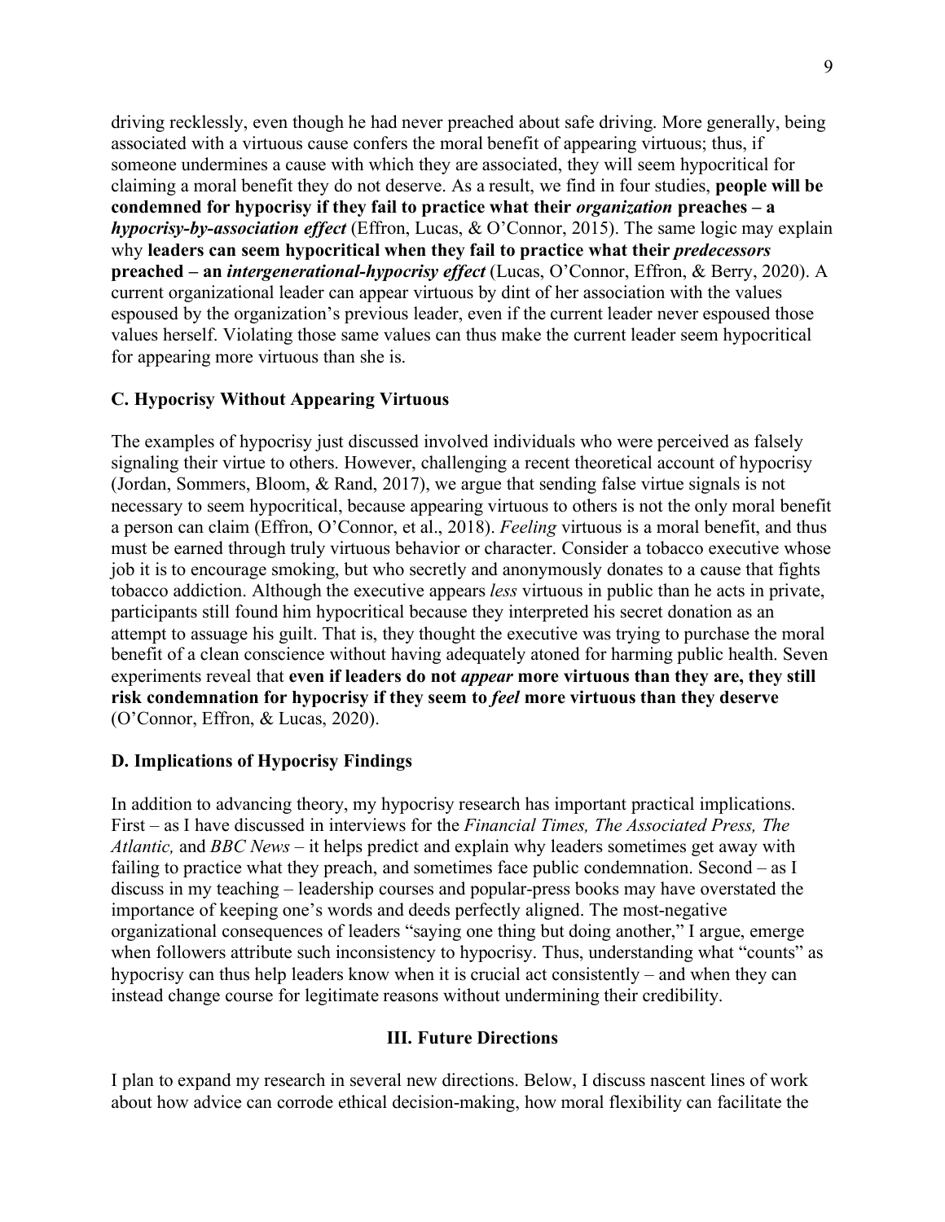driving recklessly, even though he had never preached about safe driving. More generally, being associated with a virtuous cause confers the moral benefit of appearing virtuous; thus, if someone undermines a cause with which they are associated, they will seem hypocritical for claiming a moral benefit they do not deserve. As a result, we find in four studies, **people will be condemned for hypocrisy if they fail to practice what their *organization* preaches – a *hypocrisy-by-association effect*** (Effron, Lucas, & O'Connor, 2015). The same logic may explain why **leaders can seem hypocritical when they fail to practice what their *predecessors* preached – an *intergenerational-hypocrisy effect*** (Lucas, O'Connor, Effron, & Berry, 2020). A current organizational leader can appear virtuous by dint of her association with the values espoused by the organization's previous leader, even if the current leader never espoused those values herself. Violating those same values can thus make the current leader seem hypocritical for appearing more virtuous than she is.

### C. Hypocrisy Without Appearing Virtuous

The examples of hypocrisy just discussed involved individuals who were perceived as falsely signaling their virtue to others. However, challenging a recent theoretical account of hypocrisy (Jordan, Sommers, Bloom, & Rand, 2017), we argue that sending false virtue signals is not necessary to seem hypocritical, because appearing virtuous to others is not the only moral benefit a person can claim (Effron, O'Connor, et al., 2018). *Feeling* virtuous is a moral benefit, and thus must be earned through truly virtuous behavior or character. Consider a tobacco executive whose job it is to encourage smoking, but who secretly and anonymously donates to a cause that fights tobacco addiction. Although the executive appears *less* virtuous in public than he acts in private, participants still found him hypocritical because they interpreted his secret donation as an attempt to assuage his guilt. That is, they thought the executive was trying to purchase the moral benefit of a clean conscience without having adequately atoned for harming public health. Seven experiments reveal that **even if leaders do not *appear* more virtuous than they are, they still risk condemnation for hypocrisy if they seem to *feel* more virtuous than they deserve** (O'Connor, Effron, & Lucas, 2020).

### D. Implications of Hypocrisy Findings

In addition to advancing theory, my hypocrisy research has important practical implications. First – as I have discussed in interviews for the *Financial Times, The Associated Press, The Atlantic,* and *BBC News* – it helps predict and explain why leaders sometimes get away with failing to practice what they preach, and sometimes face public condemnation. Second – as I discuss in my teaching – leadership courses and popular-press books may have overstated the importance of keeping one's words and deeds perfectly aligned. The most-negative organizational consequences of leaders "saying one thing but doing another," I argue, emerge when followers attribute such inconsistency to hypocrisy. Thus, understanding what "counts" as hypocrisy can thus help leaders know when it is crucial act consistently – and when they can instead change course for legitimate reasons without undermining their credibility.

## III. Future Directions

I plan to expand my research in several new directions. Below, I discuss nascent lines of work about how advice can corrode ethical decision-making, how moral flexibility can facilitate the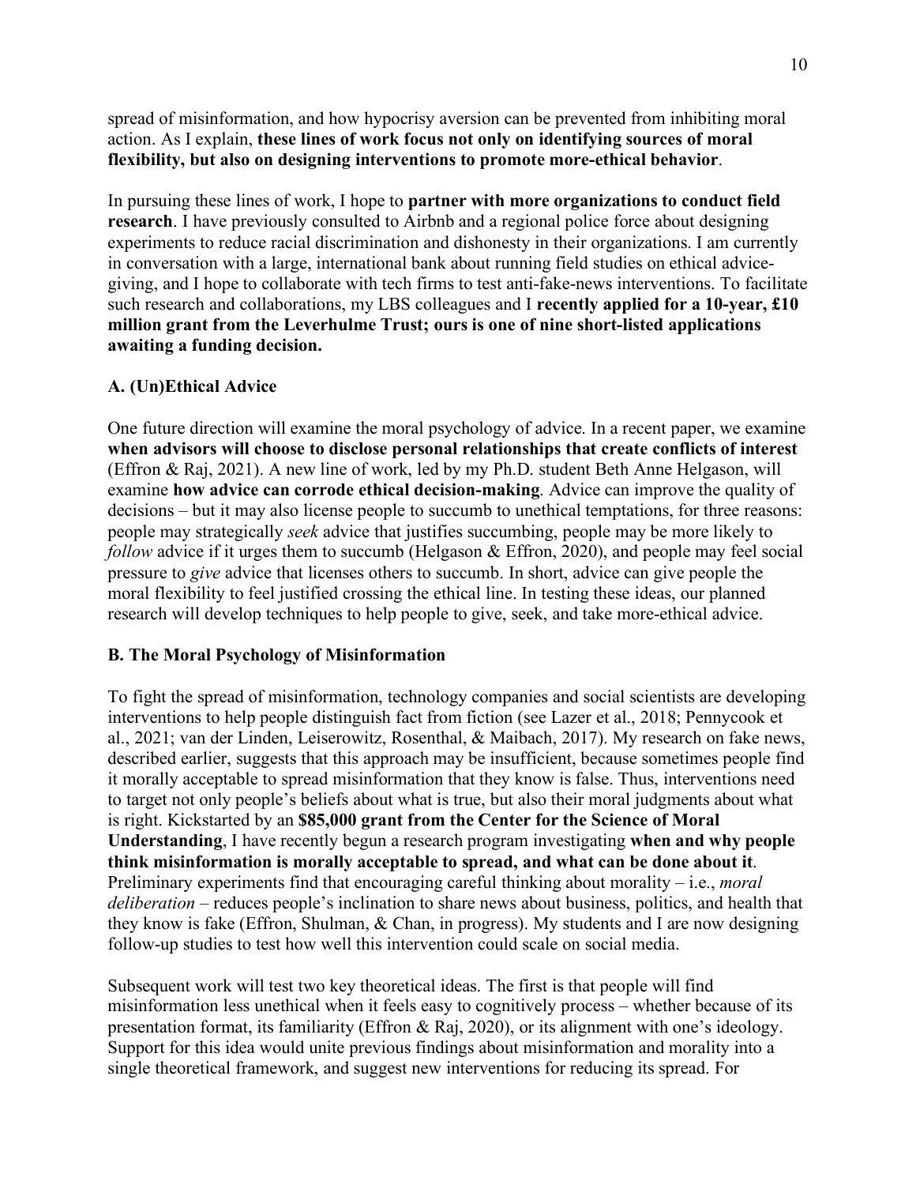spread of misinformation, and how hypocrisy aversion can be prevented from inhibiting moral action. As I explain, **these lines of work focus not only on identifying sources of moral flexibility, but also on designing interventions to promote more-ethical behavior**.

In pursuing these lines of work, I hope to **partner with more organizations to conduct field research**. I have previously consulted to Airbnb and a regional police force about designing experiments to reduce racial discrimination and dishonesty in their organizations. I am currently in conversation with a large, international bank about running field studies on ethical advice-giving, and I hope to collaborate with tech firms to test anti-fake-news interventions. To facilitate such research and collaborations, my LBS colleagues and I **recently applied for a 10-year, £10 million grant from the Leverhulme Trust; ours is one of nine short-listed applications awaiting a funding decision.**

### A. (Un)Ethical Advice

One future direction will examine the moral psychology of advice. In a recent paper, we examine **when advisors will choose to disclose personal relationships that create conflicts of interest** (Effron & Raj, 2021). A new line of work, led by my Ph.D. student Beth Anne Helgason, will examine **how advice can corrode ethical decision-making**. Advice can improve the quality of decisions – but it may also license people to succumb to unethical temptations, for three reasons: people may strategically *seek* advice that justifies succumbing, people may be more likely to *follow* advice if it urges them to succumb (Helgason & Effron, 2020), and people may feel social pressure to *give* advice that licenses others to succumb. In short, advice can give people the moral flexibility to feel justified crossing the ethical line. In testing these ideas, our planned research will develop techniques to help people to give, seek, and take more-ethical advice.

### B. The Moral Psychology of Misinformation

To fight the spread of misinformation, technology companies and social scientists are developing interventions to help people distinguish fact from fiction (see Lazer et al., 2018; Pennycook et al., 2021; van der Linden, Leiserowitz, Rosenthal, & Maibach, 2017). My research on fake news, described earlier, suggests that this approach may be insufficient, because sometimes people find it morally acceptable to spread misinformation that they know is false. Thus, interventions need to target not only people's beliefs about what is true, but also their moral judgments about what is right. Kickstarted by an **$85,000 grant from the Center for the Science of Moral Understanding**, I have recently begun a research program investigating **when and why people think misinformation is morally acceptable to spread, and what can be done about it**. Preliminary experiments find that encouraging careful thinking about morality – i.e., *moral deliberation* – reduces people's inclination to share news about business, politics, and health that they know is fake (Effron, Shulman, & Chan, in progress). My students and I are now designing follow-up studies to test how well this intervention could scale on social media.

Subsequent work will test two key theoretical ideas. The first is that people will find misinformation less unethical when it feels easy to cognitively process – whether because of its presentation format, its familiarity (Effron & Raj, 2020), or its alignment with one's ideology. Support for this idea would unite previous findings about misinformation and morality into a single theoretical framework, and suggest new interventions for reducing its spread. For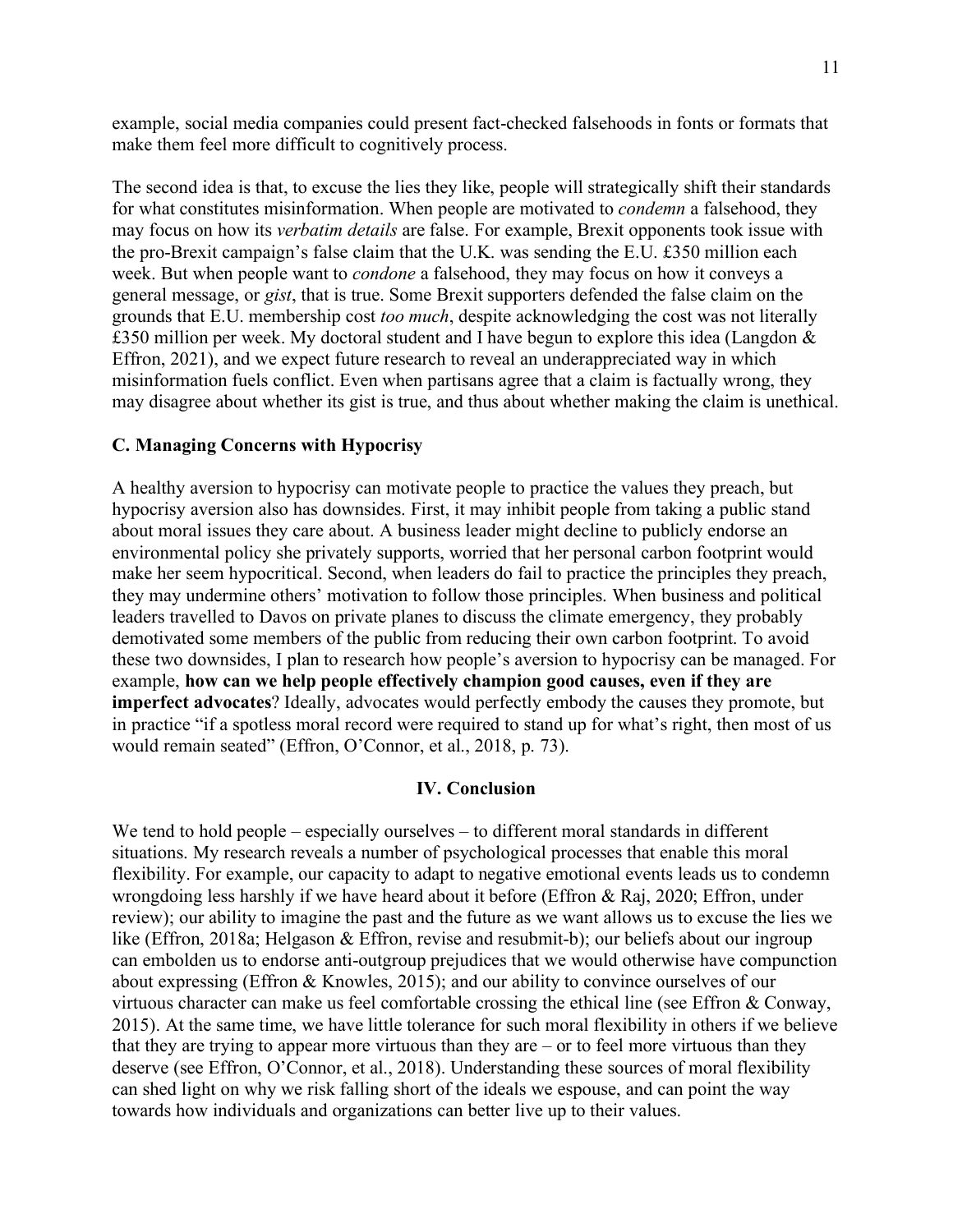example, social media companies could present fact-checked falsehoods in fonts or formats that make them feel more difficult to cognitively process.

The second idea is that, to excuse the lies they like, people will strategically shift their standards for what constitutes misinformation. When people are motivated to *condemn* a falsehood, they may focus on how its *verbatim details* are false. For example, Brexit opponents took issue with the pro-Brexit campaign's false claim that the U.K. was sending the E.U. £350 million each week. But when people want to *condone* a falsehood, they may focus on how it conveys a general message, or *gist*, that is true. Some Brexit supporters defended the false claim on the grounds that E.U. membership cost *too much*, despite acknowledging the cost was not literally £350 million per week. My doctoral student and I have begun to explore this idea (Langdon & Effron, 2021), and we expect future research to reveal an underappreciated way in which misinformation fuels conflict. Even when partisans agree that a claim is factually wrong, they may disagree about whether its gist is true, and thus about whether making the claim is unethical.

### C. Managing Concerns with Hypocrisy

A healthy aversion to hypocrisy can motivate people to practice the values they preach, but hypocrisy aversion also has downsides. First, it may inhibit people from taking a public stand about moral issues they care about. A business leader might decline to publicly endorse an environmental policy she privately supports, worried that her personal carbon footprint would make her seem hypocritical. Second, when leaders do fail to practice the principles they preach, they may undermine others' motivation to follow those principles. When business and political leaders travelled to Davos on private planes to discuss the climate emergency, they probably demotivated some members of the public from reducing their own carbon footprint. To avoid these two downsides, I plan to research how people's aversion to hypocrisy can be managed. For example, **how can we help people effectively champion good causes, even if they are imperfect advocates**? Ideally, advocates would perfectly embody the causes they promote, but in practice "if a spotless moral record were required to stand up for what's right, then most of us would remain seated" (Effron, O'Connor, et al., 2018, p. 73).

## IV. Conclusion

We tend to hold people – especially ourselves – to different moral standards in different situations. My research reveals a number of psychological processes that enable this moral flexibility. For example, our capacity to adapt to negative emotional events leads us to condemn wrongdoing less harshly if we have heard about it before (Effron & Raj, 2020; Effron, under review); our ability to imagine the past and the future as we want allows us to excuse the lies we like (Effron, 2018a; Helgason & Effron, revise and resubmit-b); our beliefs about our ingroup can embolden us to endorse anti-outgroup prejudices that we would otherwise have compunction about expressing (Effron & Knowles, 2015); and our ability to convince ourselves of our virtuous character can make us feel comfortable crossing the ethical line (see Effron & Conway, 2015). At the same time, we have little tolerance for such moral flexibility in others if we believe that they are trying to appear more virtuous than they are – or to feel more virtuous than they deserve (see Effron, O'Connor, et al., 2018). Understanding these sources of moral flexibility can shed light on why we risk falling short of the ideals we espouse, and can point the way towards how individuals and organizations can better live up to their values.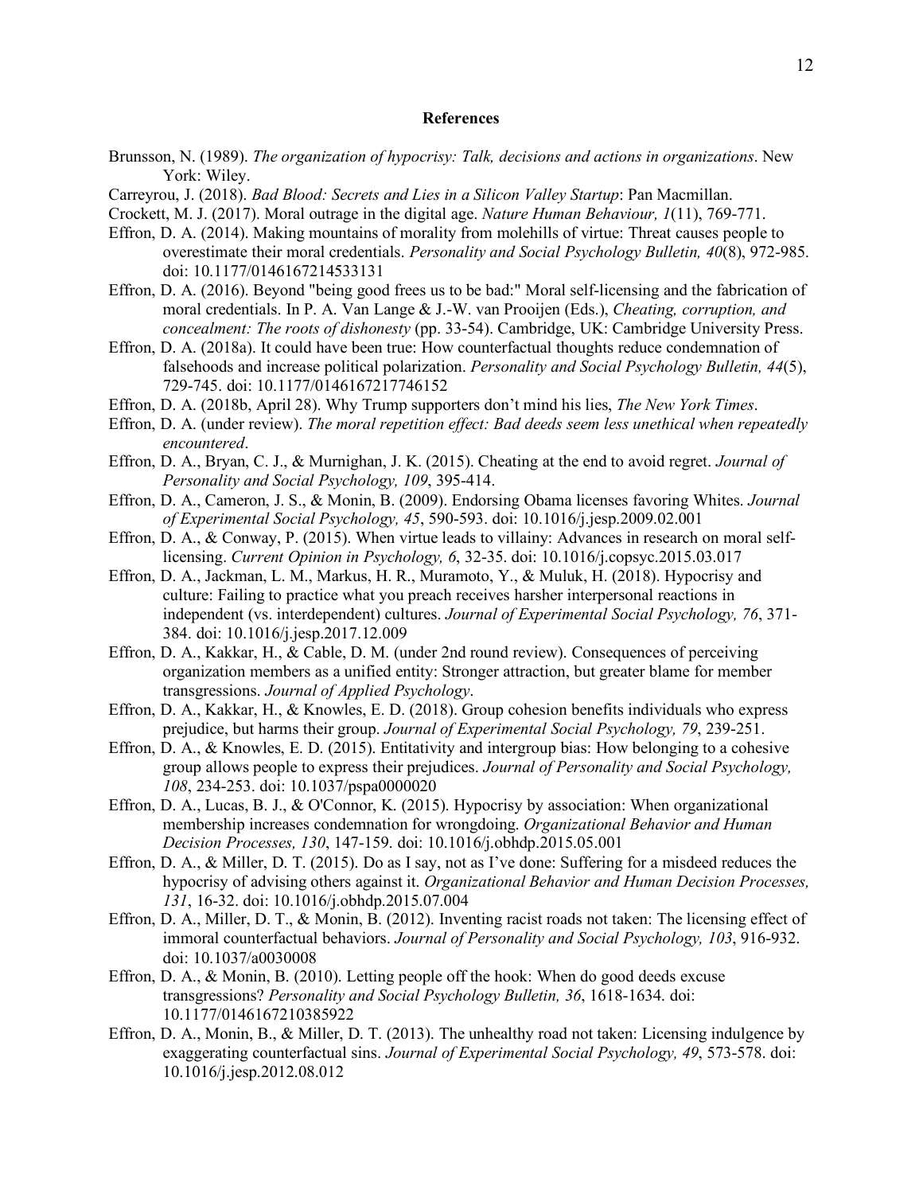## References

Brunsson, N. (1989). *The organization of hypocrisy: Talk, decisions and actions in organizations*. New York: Wiley.

Carreyrou, J. (2018). *Bad Blood: Secrets and Lies in a Silicon Valley Startup*: Pan Macmillan.

Crockett, M. J. (2017). Moral outrage in the digital age. *Nature Human Behaviour, 1*(11), 769-771.

Effron, D. A. (2014). Making mountains of morality from molehills of virtue: Threat causes people to overestimate their moral credentials. *Personality and Social Psychology Bulletin, 40*(8), 972-985. doi: 10.1177/0146167214533131

Effron, D. A. (2016). Beyond "being good frees us to be bad:" Moral self-licensing and the fabrication of moral credentials. In P. A. Van Lange & J.-W. van Prooijen (Eds.), *Cheating, corruption, and concealment: The roots of dishonesty* (pp. 33-54). Cambridge, UK: Cambridge University Press.

Effron, D. A. (2018a). It could have been true: How counterfactual thoughts reduce condemnation of falsehoods and increase political polarization. *Personality and Social Psychology Bulletin, 44*(5), 729-745. doi: 10.1177/0146167217746152

Effron, D. A. (2018b, April 28). Why Trump supporters don't mind his lies, *The New York Times*.

Effron, D. A. (under review). *The moral repetition effect: Bad deeds seem less unethical when repeatedly encountered*.

Effron, D. A., Bryan, C. J., & Murnighan, J. K. (2015). Cheating at the end to avoid regret. *Journal of Personality and Social Psychology, 109*, 395-414.

Effron, D. A., Cameron, J. S., & Monin, B. (2009). Endorsing Obama licenses favoring Whites. *Journal of Experimental Social Psychology, 45*, 590-593. doi: 10.1016/j.jesp.2009.02.001

Effron, D. A., & Conway, P. (2015). When virtue leads to villainy: Advances in research on moral self-licensing. *Current Opinion in Psychology, 6*, 32-35. doi: 10.1016/j.copsyc.2015.03.017

Effron, D. A., Jackman, L. M., Markus, H. R., Muramoto, Y., & Muluk, H. (2018). Hypocrisy and culture: Failing to practice what you preach receives harsher interpersonal reactions in independent (vs. interdependent) cultures. *Journal of Experimental Social Psychology, 76*, 371-384. doi: 10.1016/j.jesp.2017.12.009

Effron, D. A., Kakkar, H., & Cable, D. M. (under 2nd round review). Consequences of perceiving organization members as a unified entity: Stronger attraction, but greater blame for member transgressions. *Journal of Applied Psychology*.

Effron, D. A., Kakkar, H., & Knowles, E. D. (2018). Group cohesion benefits individuals who express prejudice, but harms their group. *Journal of Experimental Social Psychology, 79*, 239-251.

Effron, D. A., & Knowles, E. D. (2015). Entitativity and intergroup bias: How belonging to a cohesive group allows people to express their prejudices. *Journal of Personality and Social Psychology, 108*, 234-253. doi: 10.1037/pspa0000020

Effron, D. A., Lucas, B. J., & O'Connor, K. (2015). Hypocrisy by association: When organizational membership increases condemnation for wrongdoing. *Organizational Behavior and Human Decision Processes, 130*, 147-159. doi: 10.1016/j.obhdp.2015.05.001

Effron, D. A., & Miller, D. T. (2015). Do as I say, not as I've done: Suffering for a misdeed reduces the hypocrisy of advising others against it. *Organizational Behavior and Human Decision Processes, 131*, 16-32. doi: 10.1016/j.obhdp.2015.07.004

Effron, D. A., Miller, D. T., & Monin, B. (2012). Inventing racist roads not taken: The licensing effect of immoral counterfactual behaviors. *Journal of Personality and Social Psychology, 103*, 916-932. doi: 10.1037/a0030008

Effron, D. A., & Monin, B. (2010). Letting people off the hook: When do good deeds excuse transgressions? *Personality and Social Psychology Bulletin, 36*, 1618-1634. doi: 10.1177/0146167210385922

Effron, D. A., Monin, B., & Miller, D. T. (2013). The unhealthy road not taken: Licensing indulgence by exaggerating counterfactual sins. *Journal of Experimental Social Psychology, 49*, 573-578. doi: 10.1016/j.jesp.2012.08.012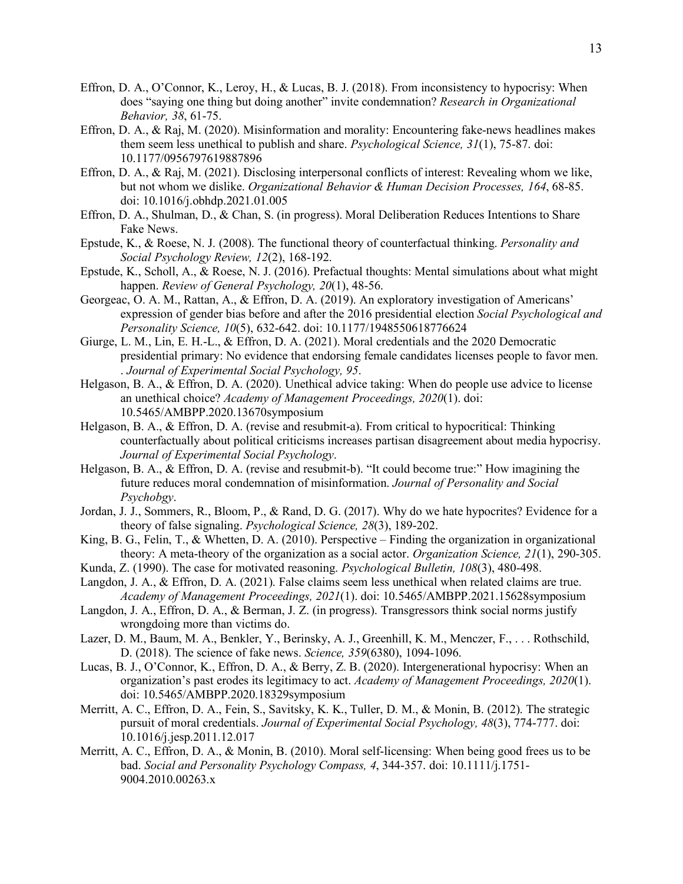Effron, D. A., O'Connor, K., Leroy, H., & Lucas, B. J. (2018). From inconsistency to hypocrisy: When does "saying one thing but doing another" invite condemnation? *Research in Organizational Behavior, 38*, 61-75.

Effron, D. A., & Raj, M. (2020). Misinformation and morality: Encountering fake-news headlines makes them seem less unethical to publish and share. *Psychological Science, 31*(1), 75-87. doi: 10.1177/0956797619887896

Effron, D. A., & Raj, M. (2021). Disclosing interpersonal conflicts of interest: Revealing whom we like, but not whom we dislike. *Organizational Behavior & Human Decision Processes, 164*, 68-85. doi: 10.1016/j.obhdp.2021.01.005

Effron, D. A., Shulman, D., & Chan, S. (in progress). Moral Deliberation Reduces Intentions to Share Fake News.

Epstude, K., & Roese, N. J. (2008). The functional theory of counterfactual thinking. *Personality and Social Psychology Review, 12*(2), 168-192.

Epstude, K., Scholl, A., & Roese, N. J. (2016). Prefactual thoughts: Mental simulations about what might happen. *Review of General Psychology, 20*(1), 48-56.

Georgeac, O. A. M., Rattan, A., & Effron, D. A. (2019). An exploratory investigation of Americans' expression of gender bias before and after the 2016 presidential election *Social Psychological and Personality Science, 10*(5), 632-642. doi: 10.1177/1948550618776624

Giurge, L. M., Lin, E. H.-L., & Effron, D. A. (2021). Moral credentials and the 2020 Democratic presidential primary: No evidence that endorsing female candidates licenses people to favor men. . *Journal of Experimental Social Psychology, 95*.

Helgason, B. A., & Effron, D. A. (2020). Unethical advice taking: When do people use advice to license an unethical choice? *Academy of Management Proceedings, 2020*(1). doi: 10.5465/AMBPP.2020.13670symposium

Helgason, B. A., & Effron, D. A. (revise and resubmit-a). From critical to hypocritical: Thinking counterfactually about political criticisms increases partisan disagreement about media hypocrisy. *Journal of Experimental Social Psychology*.

Helgason, B. A., & Effron, D. A. (revise and resubmit-b). "It could become true:" How imagining the future reduces moral condemnation of misinformation. *Journal of Personality and Social Psychobgy*.

Jordan, J. J., Sommers, R., Bloom, P., & Rand, D. G. (2017). Why do we hate hypocrites? Evidence for a theory of false signaling. *Psychological Science, 28*(3), 189-202.

King, B. G., Felin, T., & Whetten, D. A. (2010). Perspective – Finding the organization in organizational theory: A meta-theory of the organization as a social actor. *Organization Science, 21*(1), 290-305.

Kunda, Z. (1990). The case for motivated reasoning. *Psychological Bulletin, 108*(3), 480-498.

Langdon, J. A., & Effron, D. A. (2021). False claims seem less unethical when related claims are true. *Academy of Management Proceedings, 2021*(1). doi: 10.5465/AMBPP.2021.15628symposium

Langdon, J. A., Effron, D. A., & Berman, J. Z. (in progress). Transgressors think social norms justify wrongdoing more than victims do.

Lazer, D. M., Baum, M. A., Benkler, Y., Berinsky, A. J., Greenhill, K. M., Menczer, F., . . . Rothschild, D. (2018). The science of fake news. *Science, 359*(6380), 1094-1096.

Lucas, B. J., O'Connor, K., Effron, D. A., & Berry, Z. B. (2020). Intergenerational hypocrisy: When an organization's past erodes its legitimacy to act. *Academy of Management Proceedings, 2020*(1). doi: 10.5465/AMBPP.2020.18329symposium

Merritt, A. C., Effron, D. A., Fein, S., Savitsky, K. K., Tuller, D. M., & Monin, B. (2012). The strategic pursuit of moral credentials. *Journal of Experimental Social Psychology, 48*(3), 774-777. doi: 10.1016/j.jesp.2011.12.017

Merritt, A. C., Effron, D. A., & Monin, B. (2010). Moral self-licensing: When being good frees us to be bad. *Social and Personality Psychology Compass, 4*, 344-357. doi: 10.1111/j.1751-9004.2010.00263.x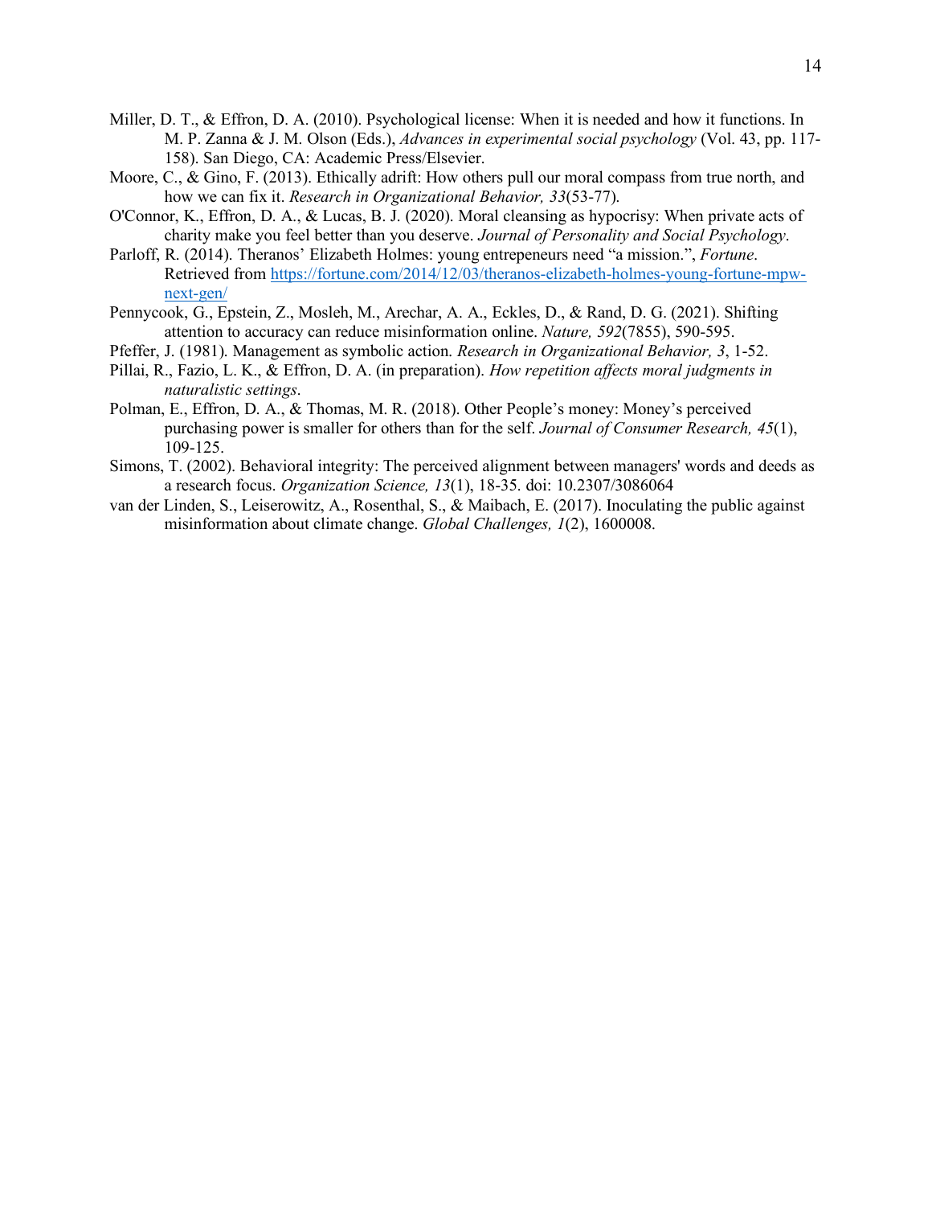Miller, D. T., & Effron, D. A. (2010). Psychological license: When it is needed and how it functions. In M. P. Zanna & J. M. Olson (Eds.), *Advances in experimental social psychology* (Vol. 43, pp. 117-158). San Diego, CA: Academic Press/Elsevier.

Moore, C., & Gino, F. (2013). Ethically adrift: How others pull our moral compass from true north, and how we can fix it. *Research in Organizational Behavior, 33*(53-77).

O'Connor, K., Effron, D. A., & Lucas, B. J. (2020). Moral cleansing as hypocrisy: When private acts of charity make you feel better than you deserve. *Journal of Personality and Social Psychology*.

Parloff, R. (2014). Theranos' Elizabeth Holmes: young entrepeneurs need "a mission.", *Fortune*. Retrieved from https://fortune.com/2014/12/03/theranos-elizabeth-holmes-young-fortune-mpw-next-gen/

Pennycook, G., Epstein, Z., Mosleh, M., Arechar, A. A., Eckles, D., & Rand, D. G. (2021). Shifting attention to accuracy can reduce misinformation online. *Nature, 592*(7855), 590-595.

Pfeffer, J. (1981). Management as symbolic action. *Research in Organizational Behavior, 3*, 1-52.

Pillai, R., Fazio, L. K., & Effron, D. A. (in preparation). *How repetition affects moral judgments in naturalistic settings*.

Polman, E., Effron, D. A., & Thomas, M. R. (2018). Other People's money: Money's perceived purchasing power is smaller for others than for the self. *Journal of Consumer Research, 45*(1), 109-125.

Simons, T. (2002). Behavioral integrity: The perceived alignment between managers' words and deeds as a research focus. *Organization Science, 13*(1), 18-35. doi: 10.2307/3086064

van der Linden, S., Leiserowitz, A., Rosenthal, S., & Maibach, E. (2017). Inoculating the public against misinformation about climate change. *Global Challenges, 1*(2), 1600008.